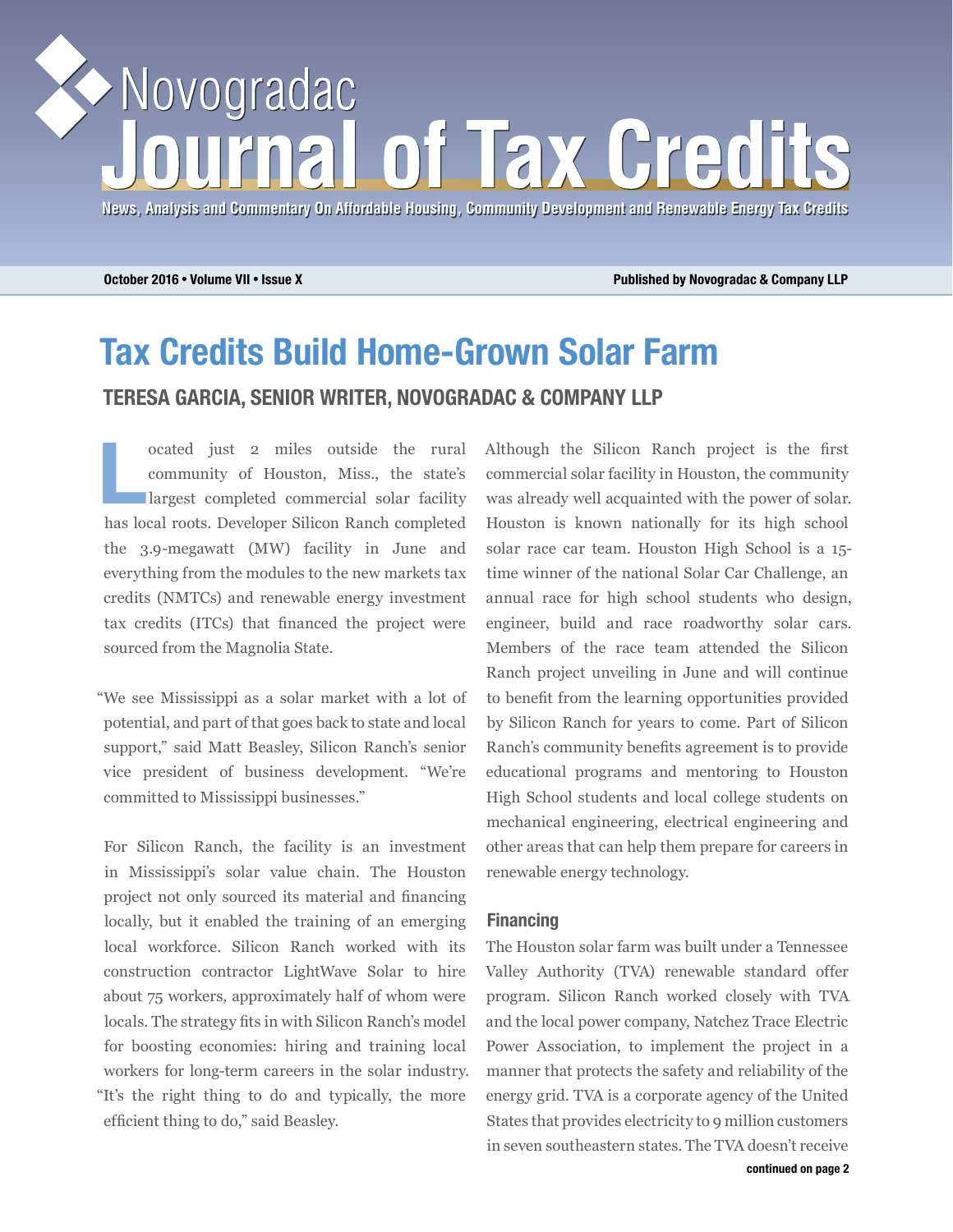# Novogradac Journal of Tax Credits

News, Analysis and Commentary On Affordable Housing, Community Development and Renewable Energy Tax Credits

October 2016 • Volume VII • Issue X

Published by Novogradac & Company LLP

## Tax Credits Build Home-Grown Solar Farm

### TERESA GARCIA, SENIOR WRITER, NOVOGRADAC & COMPANY LLP

Located just 2 miles outside the rural community of Houston, Miss., the state's largest completed commercial solar facility has local roots. Developer Silicon Ranch completed the 3.9-megawatt (MW) facility in June and everything from the modules to the new markets tax credits (NMTCs) and renewable energy investment tax credits (ITCs) that financed the project were sourced from the Magnolia State.

"We see Mississippi as a solar market with a lot of potential, and part of that goes back to state and local support," said Matt Beasley, Silicon Ranch's senior vice president of business development. "We're committed to Mississippi businesses."

For Silicon Ranch, the facility is an investment in Mississippi's solar value chain. The Houston project not only sourced its material and financing locally, but it enabled the training of an emerging local workforce. Silicon Ranch worked with its construction contractor LightWave Solar to hire about 75 workers, approximately half of whom were locals. The strategy fits in with Silicon Ranch's model for boosting economies: hiring and training local workers for long-term careers in the solar industry. "It's the right thing to do and typically, the more efficient thing to do," said Beasley.

Although the Silicon Ranch project is the first commercial solar facility in Houston, the community was already well acquainted with the power of solar. Houston is known nationally for its high school solar race car team. Houston High School is a 15-time winner of the national Solar Car Challenge, an annual race for high school students who design, engineer, build and race roadworthy solar cars. Members of the race team attended the Silicon Ranch project unveiling in June and will continue to benefit from the learning opportunities provided by Silicon Ranch for years to come. Part of Silicon Ranch's community benefits agreement is to provide educational programs and mentoring to Houston High School students and local college students on mechanical engineering, electrical engineering and other areas that can help them prepare for careers in renewable energy technology.

#### Financing

The Houston solar farm was built under a Tennessee Valley Authority (TVA) renewable standard offer program. Silicon Ranch worked closely with TVA and the local power company, Natchez Trace Electric Power Association, to implement the project in a manner that protects the safety and reliability of the energy grid. TVA is a corporate agency of the United States that provides electricity to 9 million customers in seven southeastern states. The TVA doesn't receive

continued on page 2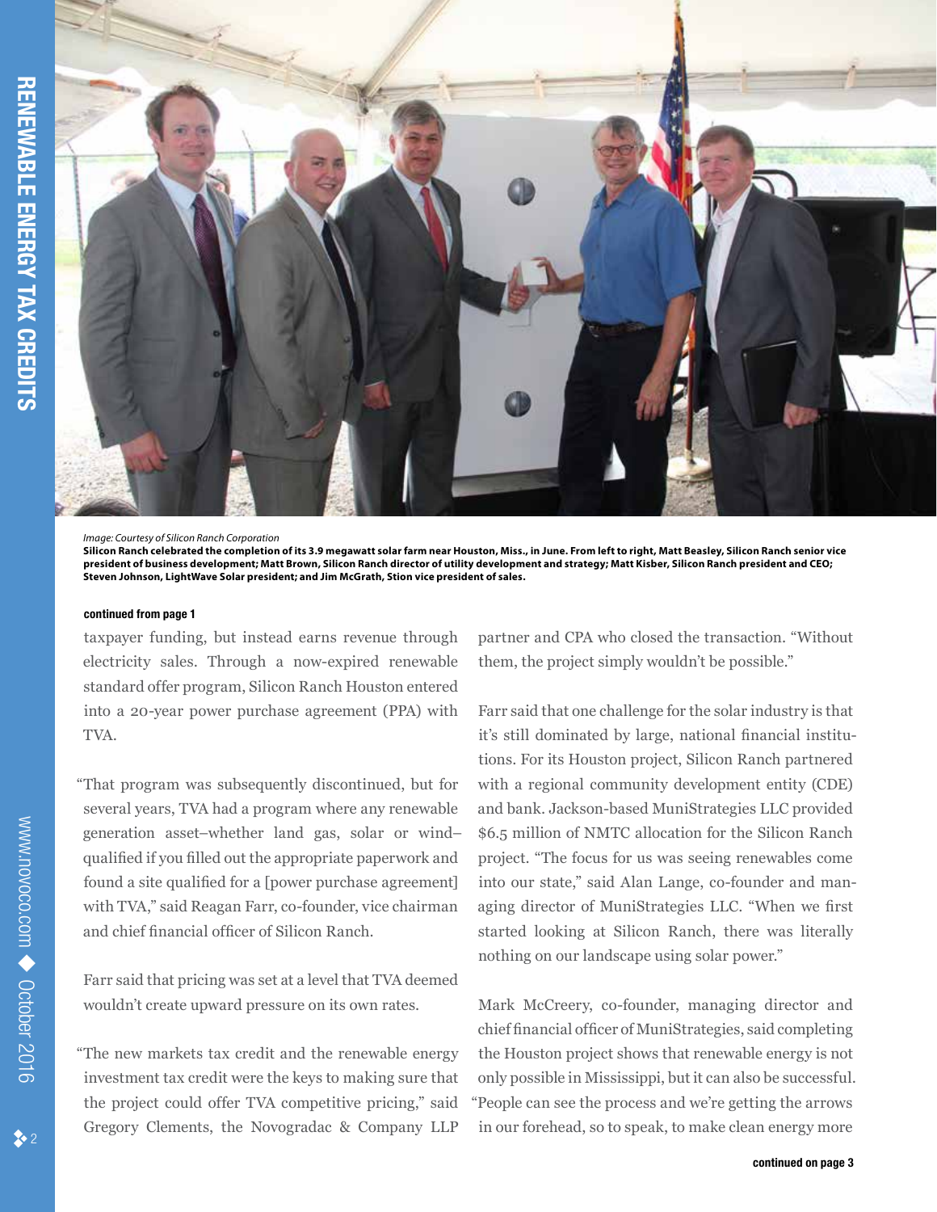*Image: Courtesy of Silicon Ranch Corporation*

**Silicon Ranch celebrated the completion of its 3.9 megawatt solar farm near Houston, Miss., in June. From left to right, Matt Beasley, Silicon Ranch senior vice president of business development; Matt Brown, Silicon Ranch director of utility development and strategy; Matt Kisber, Silicon Ranch president and CEO; Steven Johnson, LightWave Solar president; and Jim McGrath, Stion vice president of sales.**

**continued from page 1**

taxpayer funding, but instead earns revenue through electricity sales. Through a now-expired renewable standard offer program, Silicon Ranch Houston entered into a 20-year power purchase agreement (PPA) with TVA.

"That program was subsequently discontinued, but for several years, TVA had a program where any renewable generation asset–whether land gas, solar or wind–qualified if you filled out the appropriate paperwork and found a site qualified for a [power purchase agreement] with TVA," said Reagan Farr, co-founder, vice chairman and chief financial officer of Silicon Ranch.

Farr said that pricing was set at a level that TVA deemed wouldn't create upward pressure on its own rates.

"The new markets tax credit and the renewable energy investment tax credit were the keys to making sure that the project could offer TVA competitive pricing," said Gregory Clements, the Novogradac & Company LLP partner and CPA who closed the transaction. "Without them, the project simply wouldn't be possible."

Farr said that one challenge for the solar industry is that it's still dominated by large, national financial institutions. For its Houston project, Silicon Ranch partnered with a regional community development entity (CDE) and bank. Jackson-based MuniStrategies LLC provided $6.5 million of NMTC allocation for the Silicon Ranch project. "The focus for us was seeing renewables come into our state," said Alan Lange, co-founder and managing director of MuniStrategies LLC. "When we first started looking at Silicon Ranch, there was literally nothing on our landscape using solar power."

Mark McCreery, co-founder, managing director and chief financial officer of MuniStrategies, said completing the Houston project shows that renewable energy is not only possible in Mississippi, but it can also be successful. "People can see the process and we're getting the arrows in our forehead, so to speak, to make clean energy more

**continued on page 3**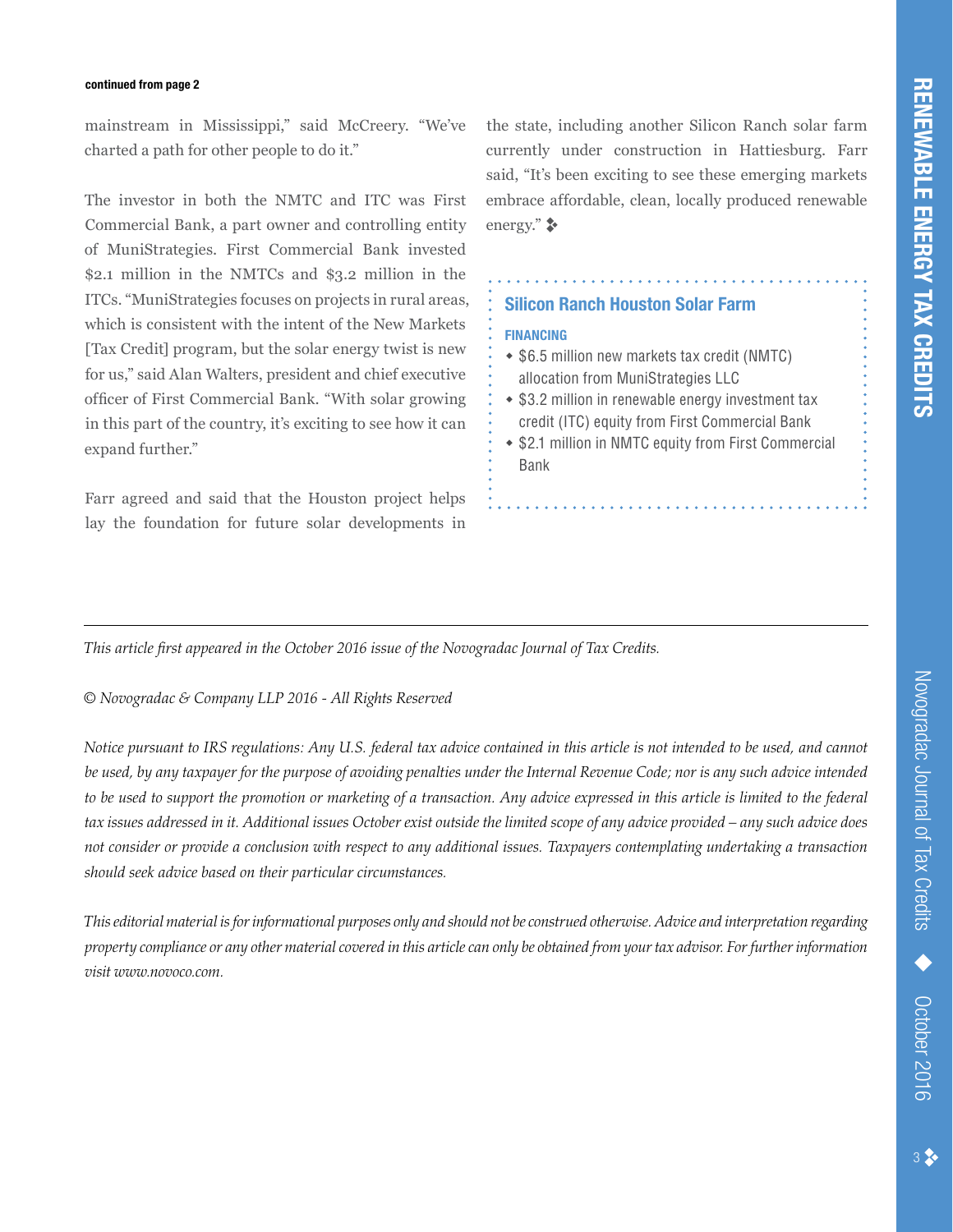**continued from page 2**

mainstream in Mississippi," said McCreery. "We've charted a path for other people to do it."

The investor in both the NMTC and ITC was First Commercial Bank, a part owner and controlling entity of MuniStrategies. First Commercial Bank invested $2.1 million in the NMTCs and $3.2 million in the ITCs. "MuniStrategies focuses on projects in rural areas, which is consistent with the intent of the New Markets [Tax Credit] program, but the solar energy twist is new for us," said Alan Walters, president and chief executive officer of First Commercial Bank. "With solar growing in this part of the country, it's exciting to see how it can expand further."

Farr agreed and said that the Houston project helps lay the foundation for future solar developments in the state, including another Silicon Ranch solar farm currently under construction in Hattiesburg. Farr said, "It's been exciting to see these emerging markets embrace affordable, clean, locally produced renewable energy." ❖

### Silicon Ranch Houston Solar Farm

**FINANCING**

- $6.5 million new markets tax credit (NMTC) allocation from MuniStrategies LLC
- $3.2 million in renewable energy investment tax credit (ITC) equity from First Commercial Bank
- $2.1 million in NMTC equity from First Commercial Bank

---

*This article first appeared in the October 2016 issue of the Novogradac Journal of Tax Credits.*

*© Novogradac & Company LLP 2016 - All Rights Reserved*

*Notice pursuant to IRS regulations: Any U.S. federal tax advice contained in this article is not intended to be used, and cannot be used, by any taxpayer for the purpose of avoiding penalties under the Internal Revenue Code; nor is any such advice intended to be used to support the promotion or marketing of a transaction. Any advice expressed in this article is limited to the federal tax issues addressed in it. Additional issues October exist outside the limited scope of any advice provided – any such advice does not consider or provide a conclusion with respect to any additional issues. Taxpayers contemplating undertaking a transaction should seek advice based on their particular circumstances.*

*This editorial material is for informational purposes only and should not be construed otherwise. Advice and interpretation regarding property compliance or any other material covered in this article can only be obtained from your tax advisor. For further information visit www.novoco.com.*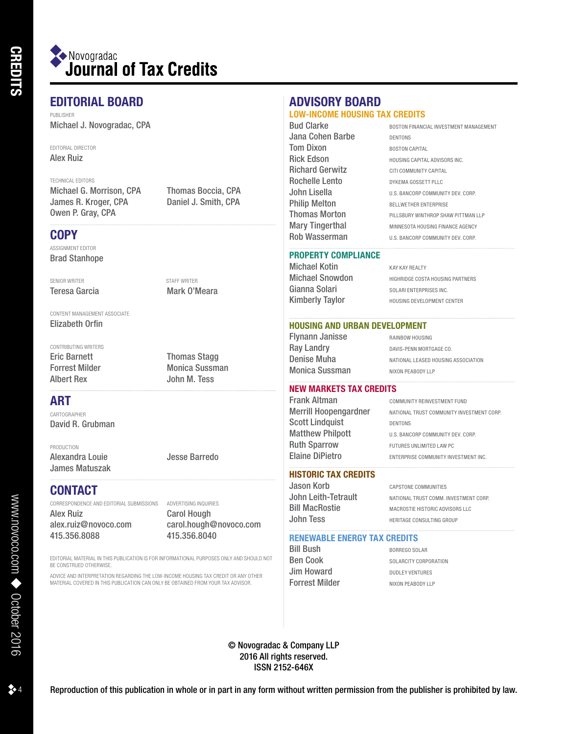# Novogradac Journal of Tax Credits

## EDITORIAL BOARD

PUBLISHER
Michael J. Novogradac, CPA

EDITORIAL DIRECTOR
Alex Ruiz

TECHNICAL EDITORS
Michael G. Morrison, CPA
James R. Kroger, CPA
Owen P. Gray, CPA
Thomas Boccia, CPA
Daniel J. Smith, CPA

## COPY

ASSIGNMENT EDITOR
Brad Stanhope

SENIOR WRITER
Teresa Garcia

STAFF WRITER
Mark O'Meara

CONTENT MANAGEMENT ASSOCIATE
Elizabeth Orfin

CONTRIBUTING WRITERS
Eric Barnett
Forrest Milder
Albert Rex
Thomas Stagg
Monica Sussman
John M. Tess

## ART

CARTOGRAPHER
David R. Grubman

PRODUCTION
Alexandra Louie
James Matuszak
Jesse Barredo

## CONTACT

CORRESPONDENCE AND EDITORIAL SUBMISSIONS
Alex Ruiz
alex.ruiz@novoco.com
415.356.8088

ADVERTISING INQUIRIES
Carol Hough
carol.hough@novoco.com
415.356.8040

EDITORIAL MATERIAL IN THIS PUBLICATION IS FOR INFORMATIONAL PURPOSES ONLY AND SHOULD NOT BE CONSTRUED OTHERWISE.

ADVICE AND INTERPRETATION REGARDING THE LOW-INCOME HOUSING TAX CREDIT OR ANY OTHER MATERIAL COVERED IN THIS PUBLICATION CAN ONLY BE OBTAINED FROM YOUR TAX ADVISOR.

## ADVISORY BOARD

### LOW-INCOME HOUSING TAX CREDITS

| | |
|---|---|
| Bud Clarke | BOSTON FINANCIAL INVESTMENT MANAGEMENT |
| Jana Cohen Barbe | DENTONS |
| Tom Dixon | BOSTON CAPITAL |
| Rick Edson | HOUSING CAPITAL ADVISORS INC. |
| Richard Gerwitz | CITI COMMUNITY CAPITAL |
| Rochelle Lento | DYKEMA GOSSETT PLLC |
| John Lisella | U.S. BANCORP COMMUNITY DEV. CORP. |
| Philip Melton | BELLWETHER ENTERPRISE |
| Thomas Morton | PILLSBURY WINTHROP SHAW PITTMAN LLP |
| Mary Tingerthal | MINNESOTA HOUSING FINANCE AGENCY |
| Rob Wasserman | U.S. BANCORP COMMUNITY DEV. CORP. |

### PROPERTY COMPLIANCE

| | |
|---|---|
| Michael Kotin | KAY KAY REALTY |
| Michael Snowdon | HIGHRIDGE COSTA HOUSING PARTNERS |
| Gianna Solari | SOLARI ENTERPRISES INC. |
| Kimberly Taylor | HOUSING DEVELOPMENT CENTER |

### HOUSING AND URBAN DEVELOPMENT

| | |
|---|---|
| Flynann Janisse | RAINBOW HOUSING |
| Ray Landry | DAVIS-PENN MORTGAGE CO. |
| Denise Muha | NATIONAL LEASED HOUSING ASSOCIATION |
| Monica Sussman | NIXON PEABODY LLP |

### NEW MARKETS TAX CREDITS

| | |
|---|---|
| Frank Altman | COMMUNITY REINVESTMENT FUND |
| Merrill Hoopengardner | NATIONAL TRUST COMMUNITY INVESTMENT CORP. |
| Scott Lindquist | DENTONS |
| Matthew Philpott | U.S. BANCORP COMMUNITY DEV. CORP. |
| Ruth Sparrow | FUTURES UNLIMITED LAW PC |
| Elaine DiPietro | ENTERPRISE COMMUNITY INVESTMENT INC. |

### HISTORIC TAX CREDITS

| | |
|---|---|
| Jason Korb | CAPSTONE COMMUNITIES |
| John Leith-Tetrault | NATIONAL TRUST COMM. INVESTMENT CORP. |
| Bill MacRostie | MACROSTIE HISTORIC ADVISORS LLC |
| John Tess | HERITAGE CONSULTING GROUP |

### RENEWABLE ENERGY TAX CREDITS

| | |
|---|---|
| Bill Bush | BORREGO SOLAR |
| Ben Cook | SOLARCITY CORPORATION |
| Jim Howard | DUDLEY VENTURES |
| Forrest Milder | NIXON PEABODY LLP |

© Novogradac & Company LLP
2016 All rights reserved.
ISSN 2152-646X

Reproduction of this publication in whole or in part in any form without written permission from the publisher is prohibited by law.